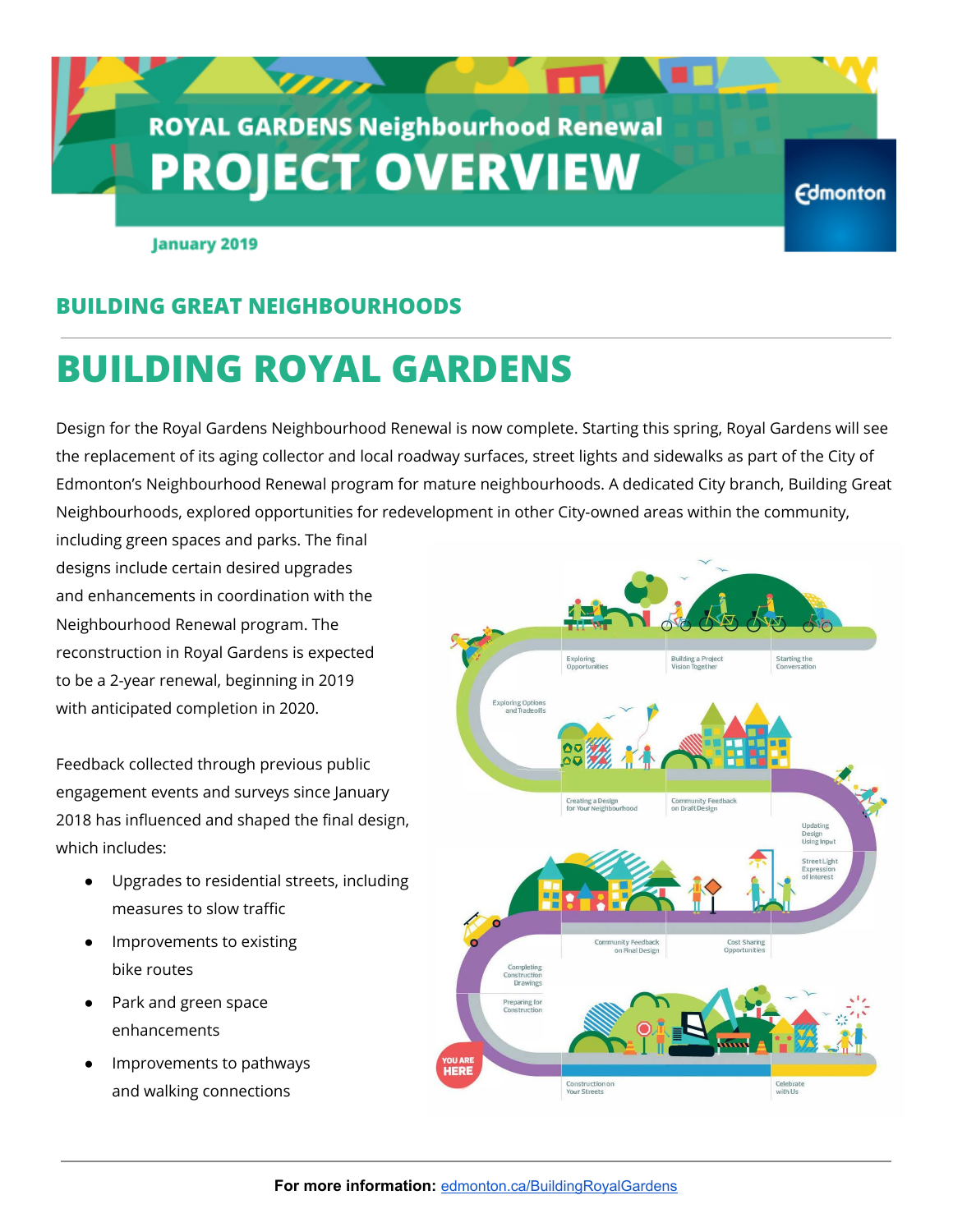# ROYAL GARDENS Neighbourhood Renewal
# PROJECT OVERVIEW

Edmonton

**January 2019**

## BUILDING GREAT NEIGHBOURHOODS

# BUILDING ROYAL GARDENS

Design for the Royal Gardens Neighbourhood Renewal is now complete. Starting this spring, Royal Gardens will see the replacement of its aging collector and local roadway surfaces, street lights and sidewalks as part of the City of Edmonton's Neighbourhood Renewal program for mature neighbourhoods. A dedicated City branch, Building Great Neighbourhoods, explored opportunities for redevelopment in other City-owned areas within the community, including green spaces and parks. The final designs include certain desired upgrades and enhancements in coordination with the Neighbourhood Renewal program. The reconstruction in Royal Gardens is expected to be a 2-year renewal, beginning in 2019 with anticipated completion in 2020.

Feedback collected through previous public engagement events and surveys since January 2018 has influenced and shaped the final design, which includes:

- Upgrades to residential streets, including measures to slow traffic
- Improvements to existing bike routes
- Park and green space enhancements
- Improvements to pathways and walking connections

Starting the Conversation · Building a Project Vision Together · Exploring Opportunities · Exploring Options and Tradeoffs · Creating a Design for Your Neighbourhood · Community Feedback on Draft Design · Updating Design Using Input · Street Light Expression of Interest · Cost Sharing Opportunities · Community Feedback on Final Design · Completing Construction Drawings · Preparing for Construction · YOU ARE HERE · Construction on Your Streets · Celebrate with Us

**For more information:** edmonton.ca/BuildingRoyalGardens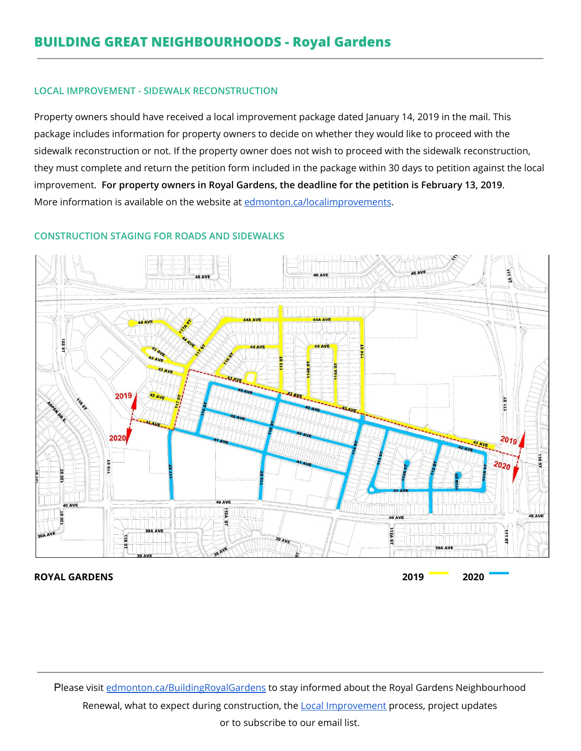## BUILDING GREAT NEIGHBOURHOODS - Royal Gardens

### LOCAL IMPROVEMENT - SIDEWALK RECONSTRUCTION

Property owners should have received a local improvement package dated January 14, 2019 in the mail. This package includes information for property owners to decide on whether they would like to proceed with the sidewalk reconstruction or not. If the property owner does not wish to proceed with the sidewalk reconstruction, they must complete and return the petition form included in the package within 30 days to petition against the local improvement. **For property owners in Royal Gardens, the deadline for the petition is February 13, 2019**. More information is available on the website at edmonton.ca/localimprovements.

### CONSTRUCTION STAGING FOR ROADS AND SIDEWALKS

2019
2020

**ROYAL GARDENS**

2019 2020

Please visit edmonton.ca/BuildingRoyalGardens to stay informed about the Royal Gardens Neighbourhood Renewal, what to expect during construction, the Local Improvement process, project updates or to subscribe to our email list.